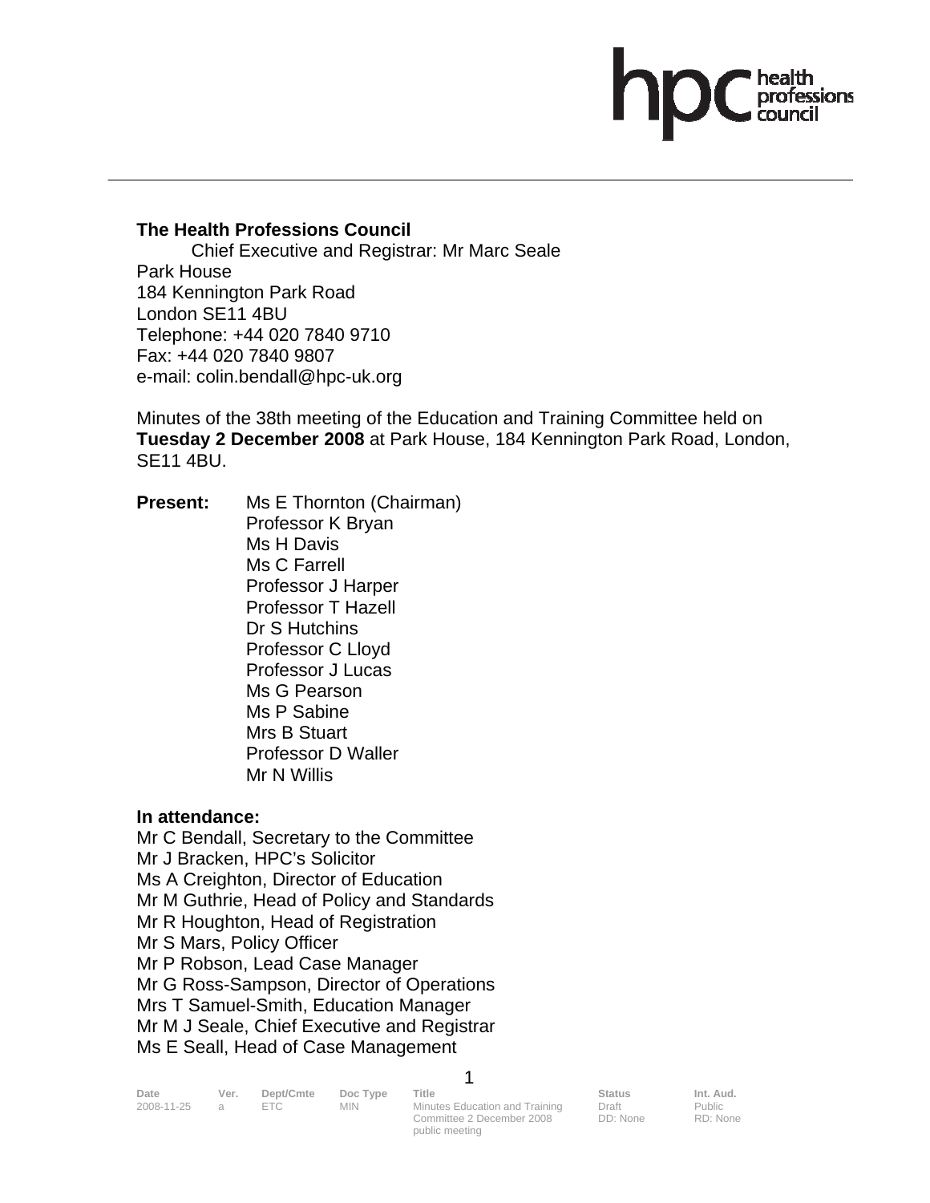**The Health Professions Council**

Chief Executive and Registrar: Mr Marc Seale
Park House
184 Kennington Park Road
London SE11 4BU
Telephone: +44 020 7840 9710
Fax: +44 020 7840 9807
e-mail: colin.bendall@hpc-uk.org

Minutes of the 38th meeting of the Education and Training Committee held on **Tuesday 2 December 2008** at Park House, 184 Kennington Park Road, London, SE11 4BU.

**Present:** Ms E Thornton (Chairman)
Professor K Bryan
Ms H Davis
Ms C Farrell
Professor J Harper
Professor T Hazell
Dr S Hutchins
Professor C Lloyd
Professor J Lucas
Ms G Pearson
Ms P Sabine
Mrs B Stuart
Professor D Waller
Mr N Willis

**In attendance:**

Mr C Bendall, Secretary to the Committee
Mr J Bracken, HPC's Solicitor
Ms A Creighton, Director of Education
Mr M Guthrie, Head of Policy and Standards
Mr R Houghton, Head of Registration
Mr S Mars, Policy Officer
Mr P Robson, Lead Case Manager
Mr G Ross-Sampson, Director of Operations
Mrs T Samuel-Smith, Education Manager
Mr M J Seale, Chief Executive and Registrar
Ms E Seall, Head of Case Management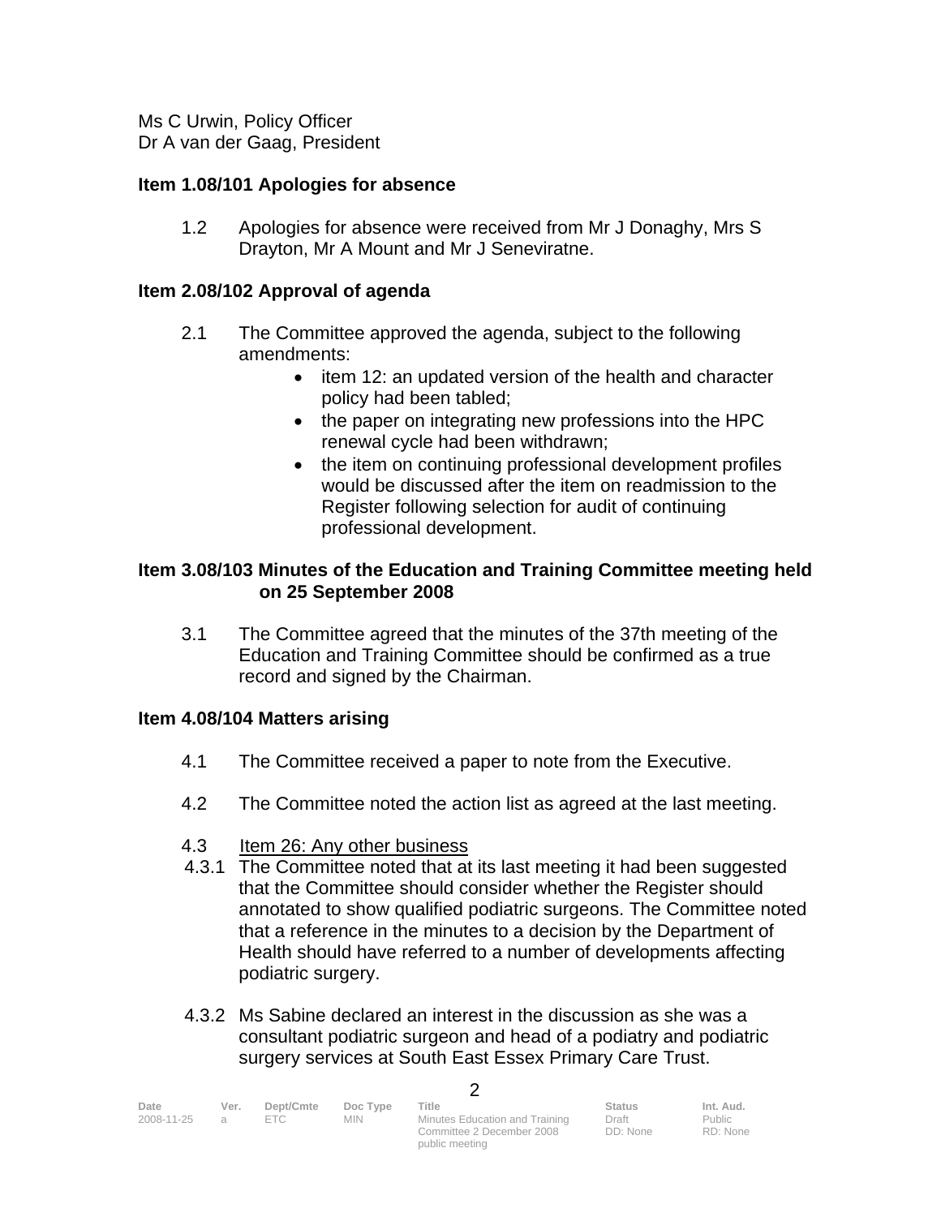Ms C Urwin, Policy Officer
Dr A van der Gaag, President

**Item 1.08/101 Apologies for absence**

1.2 Apologies for absence were received from Mr J Donaghy, Mrs S Drayton, Mr A Mount and Mr J Seneviratne.

**Item 2.08/102 Approval of agenda**

2.1 The Committee approved the agenda, subject to the following amendments:

- item 12: an updated version of the health and character policy had been tabled;
- the paper on integrating new professions into the HPC renewal cycle had been withdrawn;
- the item on continuing professional development profiles would be discussed after the item on readmission to the Register following selection for audit of continuing professional development.

**Item 3.08/103 Minutes of the Education and Training Committee meeting held on 25 September 2008**

3.1 The Committee agreed that the minutes of the 37th meeting of the Education and Training Committee should be confirmed as a true record and signed by the Chairman.

**Item 4.08/104 Matters arising**

4.1 The Committee received a paper to note from the Executive.

4.2 The Committee noted the action list as agreed at the last meeting.

4.3 Item 26: Any other business

4.3.1 The Committee noted that at its last meeting it had been suggested that the Committee should consider whether the Register should annotated to show qualified podiatric surgeons. The Committee noted that a reference in the minutes to a decision by the Department of Health should have referred to a number of developments affecting podiatric surgery.

4.3.2 Ms Sabine declared an interest in the discussion as she was a consultant podiatric surgeon and head of a podiatry and podiatric surgery services at South East Essex Primary Care Trust.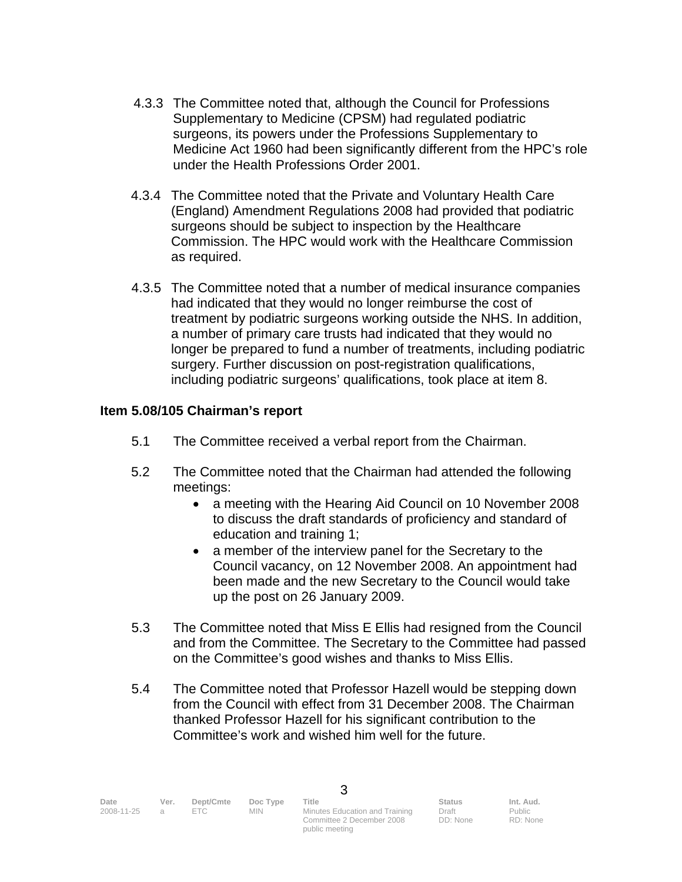4.3.3 The Committee noted that, although the Council for Professions Supplementary to Medicine (CPSM) had regulated podiatric surgeons, its powers under the Professions Supplementary to Medicine Act 1960 had been significantly different from the HPC's role under the Health Professions Order 2001.

4.3.4 The Committee noted that the Private and Voluntary Health Care (England) Amendment Regulations 2008 had provided that podiatric surgeons should be subject to inspection by the Healthcare Commission. The HPC would work with the Healthcare Commission as required.

4.3.5 The Committee noted that a number of medical insurance companies had indicated that they would no longer reimburse the cost of treatment by podiatric surgeons working outside the NHS. In addition, a number of primary care trusts had indicated that they would no longer be prepared to fund a number of treatments, including podiatric surgery. Further discussion on post-registration qualifications, including podiatric surgeons' qualifications, took place at item 8.

**Item 5.08/105 Chairman's report**

5.1 The Committee received a verbal report from the Chairman.

5.2 The Committee noted that the Chairman had attended the following meetings:

- a meeting with the Hearing Aid Council on 10 November 2008 to discuss the draft standards of proficiency and standard of education and training 1;
- a member of the interview panel for the Secretary to the Council vacancy, on 12 November 2008. An appointment had been made and the new Secretary to the Council would take up the post on 26 January 2009.

5.3 The Committee noted that Miss E Ellis had resigned from the Council and from the Committee. The Secretary to the Committee had passed on the Committee's good wishes and thanks to Miss Ellis.

5.4 The Committee noted that Professor Hazell would be stepping down from the Council with effect from 31 December 2008. The Chairman thanked Professor Hazell for his significant contribution to the Committee's work and wished him well for the future.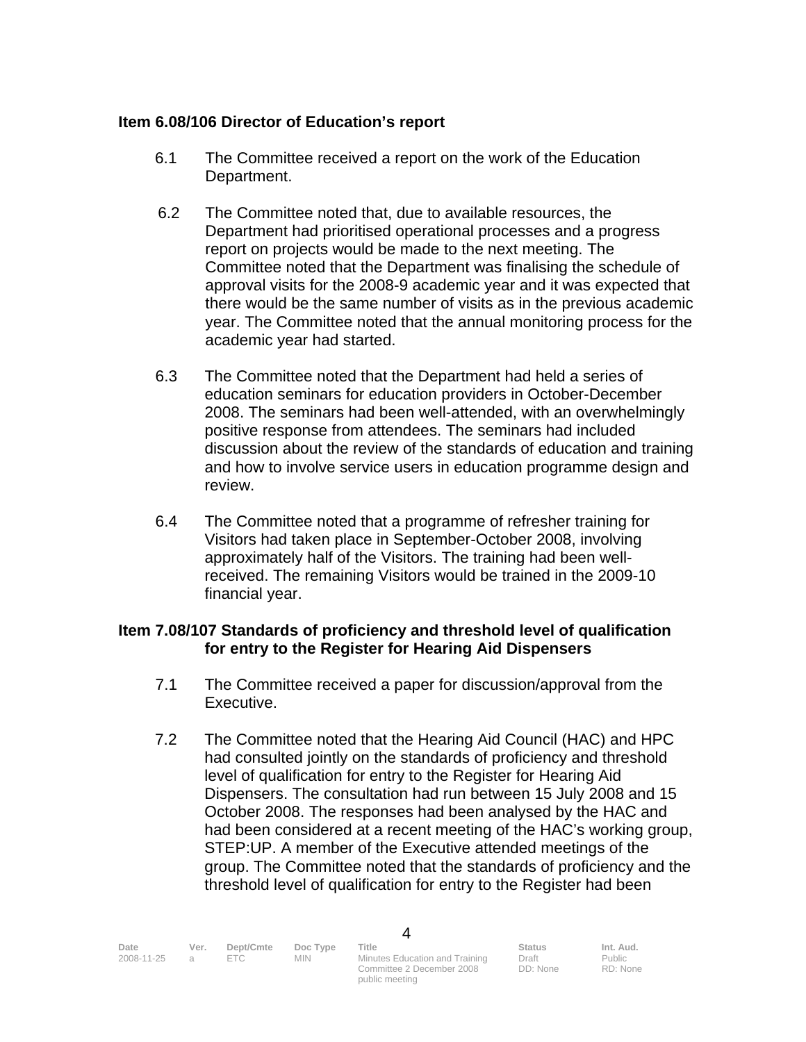**Item 6.08/106 Director of Education's report**

6.1 The Committee received a report on the work of the Education Department.

6.2 The Committee noted that, due to available resources, the Department had prioritised operational processes and a progress report on projects would be made to the next meeting. The Committee noted that the Department was finalising the schedule of approval visits for the 2008-9 academic year and it was expected that there would be the same number of visits as in the previous academic year. The Committee noted that the annual monitoring process for the academic year had started.

6.3 The Committee noted that the Department had held a series of education seminars for education providers in October-December 2008. The seminars had been well-attended, with an overwhelmingly positive response from attendees. The seminars had included discussion about the review of the standards of education and training and how to involve service users in education programme design and review.

6.4 The Committee noted that a programme of refresher training for Visitors had taken place in September-October 2008, involving approximately half of the Visitors. The training had been well-received. The remaining Visitors would be trained in the 2009-10 financial year.

**Item 7.08/107 Standards of proficiency and threshold level of qualification for entry to the Register for Hearing Aid Dispensers**

7.1 The Committee received a paper for discussion/approval from the Executive.

7.2 The Committee noted that the Hearing Aid Council (HAC) and HPC had consulted jointly on the standards of proficiency and threshold level of qualification for entry to the Register for Hearing Aid Dispensers. The consultation had run between 15 July 2008 and 15 October 2008. The responses had been analysed by the HAC and had been considered at a recent meeting of the HAC's working group, STEP:UP. A member of the Executive attended meetings of the group. The Committee noted that the standards of proficiency and the threshold level of qualification for entry to the Register had been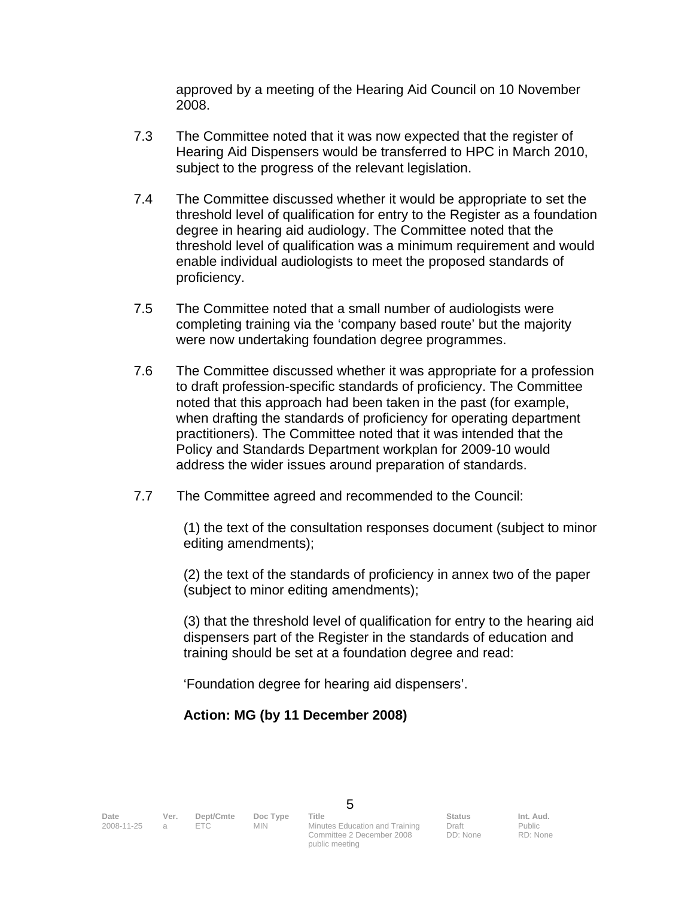approved by a meeting of the Hearing Aid Council on 10 November 2008.

7.3 The Committee noted that it was now expected that the register of Hearing Aid Dispensers would be transferred to HPC in March 2010, subject to the progress of the relevant legislation.

7.4 The Committee discussed whether it would be appropriate to set the threshold level of qualification for entry to the Register as a foundation degree in hearing aid audiology. The Committee noted that the threshold level of qualification was a minimum requirement and would enable individual audiologists to meet the proposed standards of proficiency.

7.5 The Committee noted that a small number of audiologists were completing training via the 'company based route' but the majority were now undertaking foundation degree programmes.

7.6 The Committee discussed whether it was appropriate for a profession to draft profession-specific standards of proficiency. The Committee noted that this approach had been taken in the past (for example, when drafting the standards of proficiency for operating department practitioners). The Committee noted that it was intended that the Policy and Standards Department workplan for 2009-10 would address the wider issues around preparation of standards.

7.7 The Committee agreed and recommended to the Council:

(1) the text of the consultation responses document (subject to minor editing amendments);

(2) the text of the standards of proficiency in annex two of the paper (subject to minor editing amendments);

(3) that the threshold level of qualification for entry to the hearing aid dispensers part of the Register in the standards of education and training should be set at a foundation degree and read:

'Foundation degree for hearing aid dispensers'.

**Action: MG (by 11 December 2008)**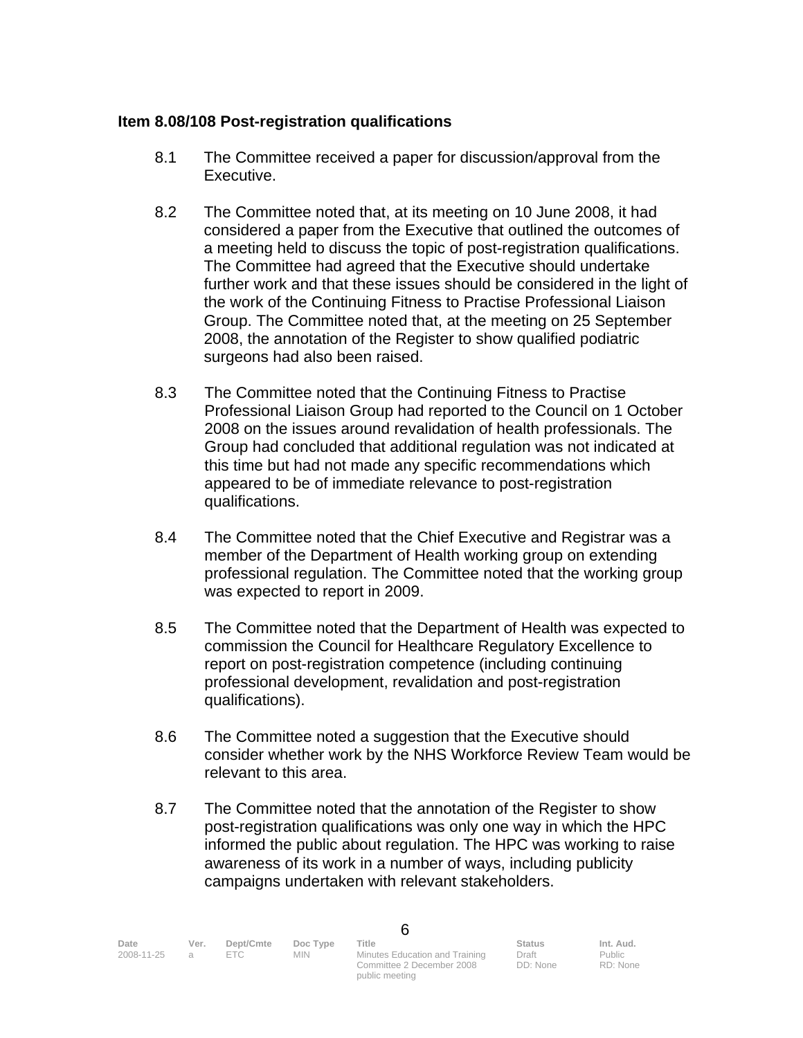**Item 8.08/108 Post-registration qualifications**

8.1 The Committee received a paper for discussion/approval from the Executive.

8.2 The Committee noted that, at its meeting on 10 June 2008, it had considered a paper from the Executive that outlined the outcomes of a meeting held to discuss the topic of post-registration qualifications. The Committee had agreed that the Executive should undertake further work and that these issues should be considered in the light of the work of the Continuing Fitness to Practise Professional Liaison Group. The Committee noted that, at the meeting on 25 September 2008, the annotation of the Register to show qualified podiatric surgeons had also been raised.

8.3 The Committee noted that the Continuing Fitness to Practise Professional Liaison Group had reported to the Council on 1 October 2008 on the issues around revalidation of health professionals. The Group had concluded that additional regulation was not indicated at this time but had not made any specific recommendations which appeared to be of immediate relevance to post-registration qualifications.

8.4 The Committee noted that the Chief Executive and Registrar was a member of the Department of Health working group on extending professional regulation. The Committee noted that the working group was expected to report in 2009.

8.5 The Committee noted that the Department of Health was expected to commission the Council for Healthcare Regulatory Excellence to report on post-registration competence (including continuing professional development, revalidation and post-registration qualifications).

8.6 The Committee noted a suggestion that the Executive should consider whether work by the NHS Workforce Review Team would be relevant to this area.

8.7 The Committee noted that the annotation of the Register to show post-registration qualifications was only one way in which the HPC informed the public about regulation. The HPC was working to raise awareness of its work in a number of ways, including publicity campaigns undertaken with relevant stakeholders.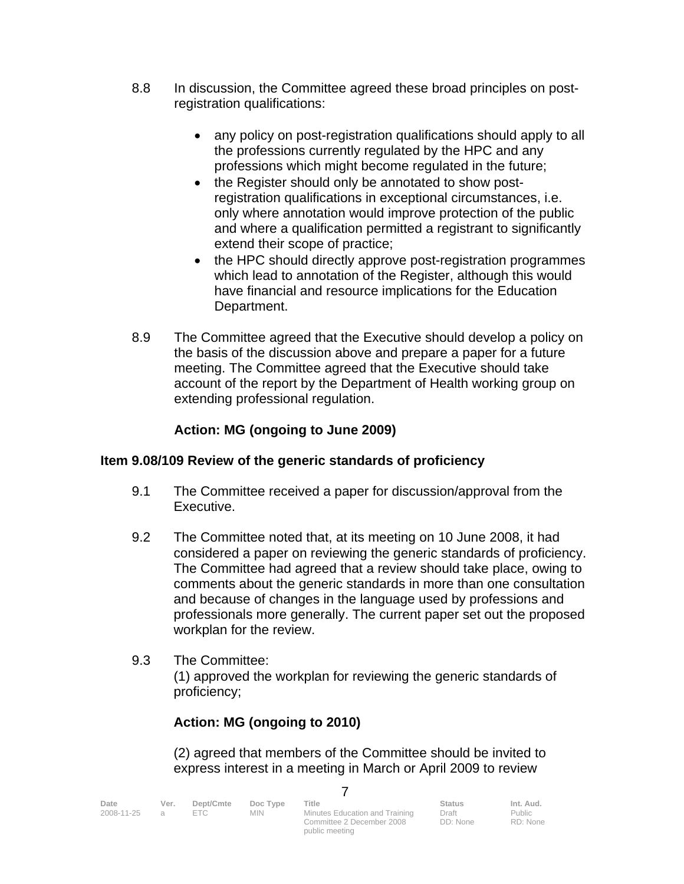8.8 In discussion, the Committee agreed these broad principles on post-registration qualifications:

- any policy on post-registration qualifications should apply to all the professions currently regulated by the HPC and any professions which might become regulated in the future;
- the Register should only be annotated to show post-registration qualifications in exceptional circumstances, i.e. only where annotation would improve protection of the public and where a qualification permitted a registrant to significantly extend their scope of practice;
- the HPC should directly approve post-registration programmes which lead to annotation of the Register, although this would have financial and resource implications for the Education Department.

8.9 The Committee agreed that the Executive should develop a policy on the basis of the discussion above and prepare a paper for a future meeting. The Committee agreed that the Executive should take account of the report by the Department of Health working group on extending professional regulation.

**Action: MG (ongoing to June 2009)**

**Item 9.08/109 Review of the generic standards of proficiency**

9.1 The Committee received a paper for discussion/approval from the Executive.

9.2 The Committee noted that, at its meeting on 10 June 2008, it had considered a paper on reviewing the generic standards of proficiency. The Committee had agreed that a review should take place, owing to comments about the generic standards in more than one consultation and because of changes in the language used by professions and professionals more generally. The current paper set out the proposed workplan for the review.

9.3 The Committee:
(1) approved the workplan for reviewing the generic standards of proficiency;

**Action: MG (ongoing to 2010)**

(2) agreed that members of the Committee should be invited to express interest in a meeting in March or April 2009 to review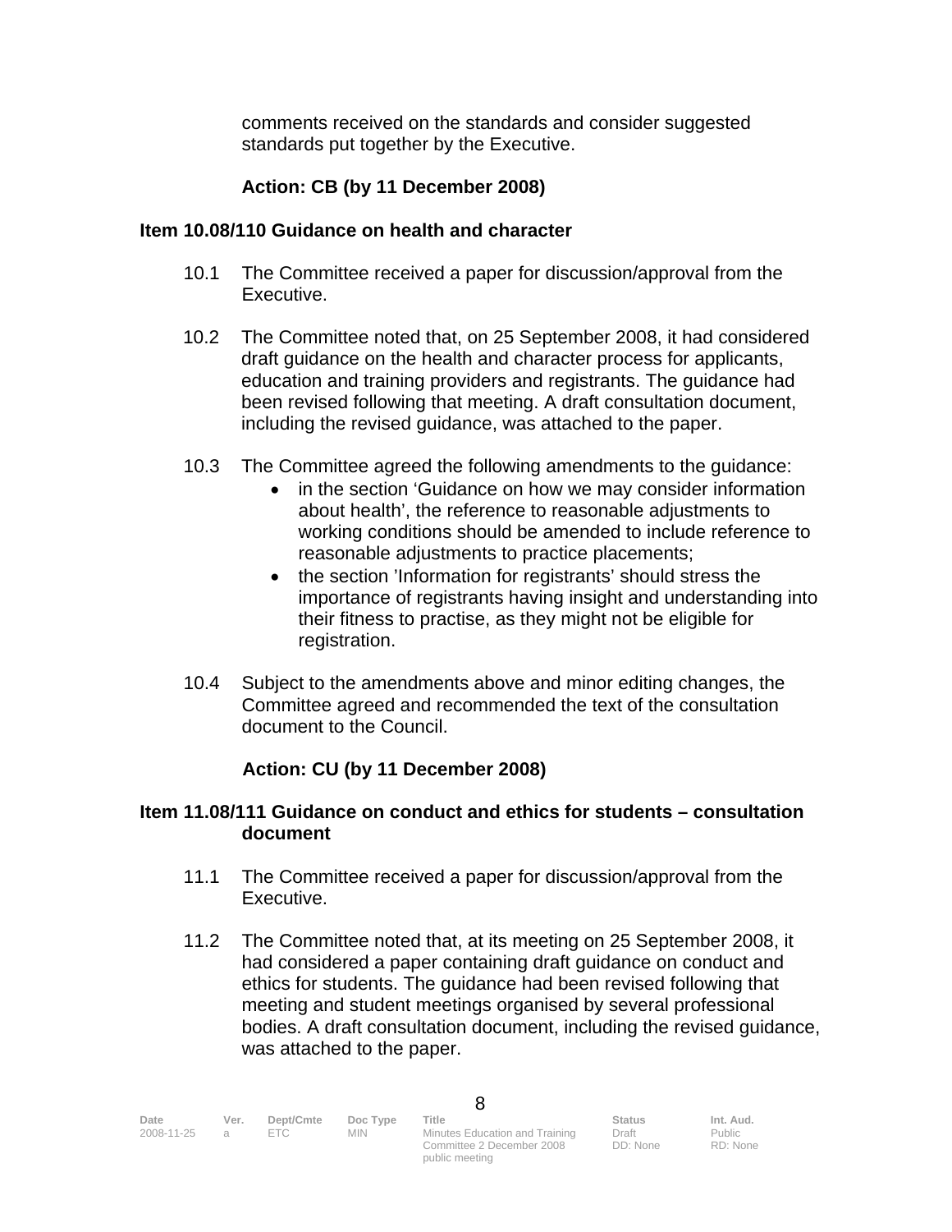comments received on the standards and consider suggested standards put together by the Executive.

**Action: CB (by 11 December 2008)**

**Item 10.08/110 Guidance on health and character**

10.1 The Committee received a paper for discussion/approval from the Executive.

10.2 The Committee noted that, on 25 September 2008, it had considered draft guidance on the health and character process for applicants, education and training providers and registrants. The guidance had been revised following that meeting. A draft consultation document, including the revised guidance, was attached to the paper.

10.3 The Committee agreed the following amendments to the guidance:

- in the section 'Guidance on how we may consider information about health', the reference to reasonable adjustments to working conditions should be amended to include reference to reasonable adjustments to practice placements;
- the section 'Information for registrants' should stress the importance of registrants having insight and understanding into their fitness to practise, as they might not be eligible for registration.

10.4 Subject to the amendments above and minor editing changes, the Committee agreed and recommended the text of the consultation document to the Council.

**Action: CU (by 11 December 2008)**

**Item 11.08/111 Guidance on conduct and ethics for students – consultation document**

11.1 The Committee received a paper for discussion/approval from the Executive.

11.2 The Committee noted that, at its meeting on 25 September 2008, it had considered a paper containing draft guidance on conduct and ethics for students. The guidance had been revised following that meeting and student meetings organised by several professional bodies. A draft consultation document, including the revised guidance, was attached to the paper.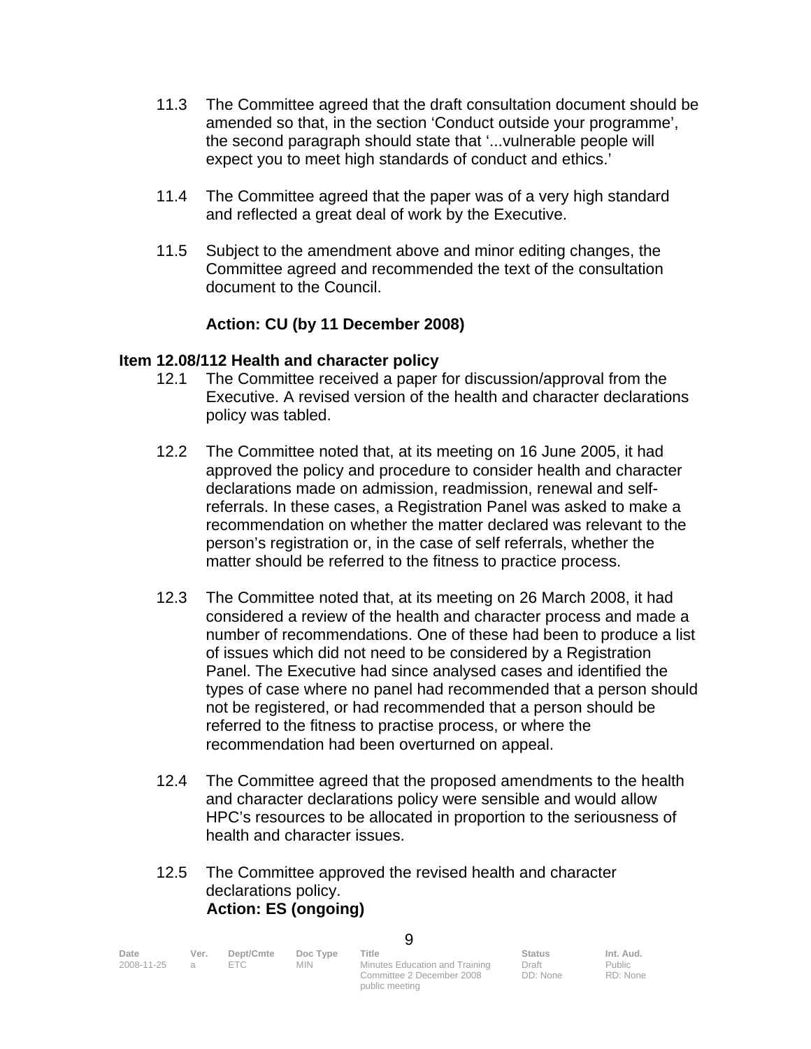11.3 The Committee agreed that the draft consultation document should be amended so that, in the section 'Conduct outside your programme', the second paragraph should state that '...vulnerable people will expect you to meet high standards of conduct and ethics.'

11.4 The Committee agreed that the paper was of a very high standard and reflected a great deal of work by the Executive.

11.5 Subject to the amendment above and minor editing changes, the Committee agreed and recommended the text of the consultation document to the Council.

**Action: CU (by 11 December 2008)**

**Item 12.08/112 Health and character policy**

12.1 The Committee received a paper for discussion/approval from the Executive. A revised version of the health and character declarations policy was tabled.

12.2 The Committee noted that, at its meeting on 16 June 2005, it had approved the policy and procedure to consider health and character declarations made on admission, readmission, renewal and self-referrals. In these cases, a Registration Panel was asked to make a recommendation on whether the matter declared was relevant to the person's registration or, in the case of self referrals, whether the matter should be referred to the fitness to practice process.

12.3 The Committee noted that, at its meeting on 26 March 2008, it had considered a review of the health and character process and made a number of recommendations. One of these had been to produce a list of issues which did not need to be considered by a Registration Panel. The Executive had since analysed cases and identified the types of case where no panel had recommended that a person should not be registered, or had recommended that a person should be referred to the fitness to practise process, or where the recommendation had been overturned on appeal.

12.4 The Committee agreed that the proposed amendments to the health and character declarations policy were sensible and would allow HPC's resources to be allocated in proportion to the seriousness of health and character issues.

12.5 The Committee approved the revised health and character declarations policy.

**Action: ES (ongoing)**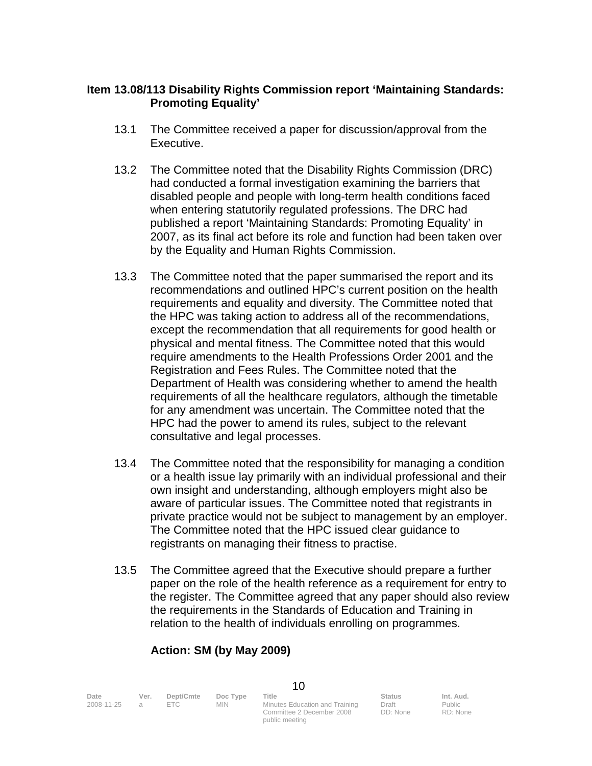**Item 13.08/113 Disability Rights Commission report 'Maintaining Standards: Promoting Equality'**

13.1 The Committee received a paper for discussion/approval from the Executive.

13.2 The Committee noted that the Disability Rights Commission (DRC) had conducted a formal investigation examining the barriers that disabled people and people with long-term health conditions faced when entering statutorily regulated professions. The DRC had published a report 'Maintaining Standards: Promoting Equality' in 2007, as its final act before its role and function had been taken over by the Equality and Human Rights Commission.

13.3 The Committee noted that the paper summarised the report and its recommendations and outlined HPC's current position on the health requirements and equality and diversity. The Committee noted that the HPC was taking action to address all of the recommendations, except the recommendation that all requirements for good health or physical and mental fitness. The Committee noted that this would require amendments to the Health Professions Order 2001 and the Registration and Fees Rules. The Committee noted that the Department of Health was considering whether to amend the health requirements of all the healthcare regulators, although the timetable for any amendment was uncertain. The Committee noted that the HPC had the power to amend its rules, subject to the relevant consultative and legal processes.

13.4 The Committee noted that the responsibility for managing a condition or a health issue lay primarily with an individual professional and their own insight and understanding, although employers might also be aware of particular issues. The Committee noted that registrants in private practice would not be subject to management by an employer. The Committee noted that the HPC issued clear guidance to registrants on managing their fitness to practise.

13.5 The Committee agreed that the Executive should prepare a further paper on the role of the health reference as a requirement for entry to the register. The Committee agreed that any paper should also review the requirements in the Standards of Education and Training in relation to the health of individuals enrolling on programmes.

**Action: SM (by May 2009)**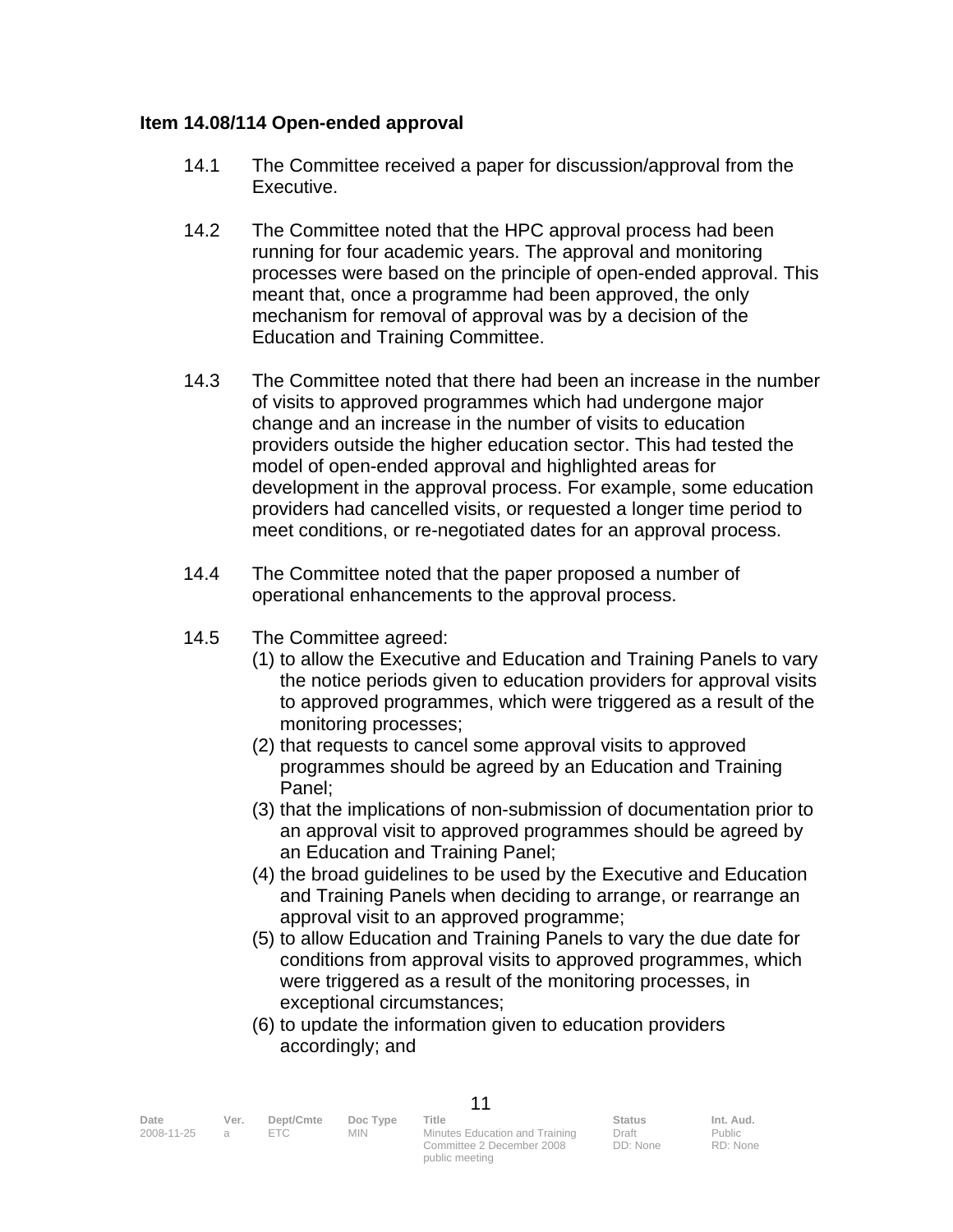**Item 14.08/114 Open-ended approval**

14.1 The Committee received a paper for discussion/approval from the Executive.

14.2 The Committee noted that the HPC approval process had been running for four academic years. The approval and monitoring processes were based on the principle of open-ended approval. This meant that, once a programme had been approved, the only mechanism for removal of approval was by a decision of the Education and Training Committee.

14.3 The Committee noted that there had been an increase in the number of visits to approved programmes which had undergone major change and an increase in the number of visits to education providers outside the higher education sector. This had tested the model of open-ended approval and highlighted areas for development in the approval process. For example, some education providers had cancelled visits, or requested a longer time period to meet conditions, or re-negotiated dates for an approval process.

14.4 The Committee noted that the paper proposed a number of operational enhancements to the approval process.

14.5 The Committee agreed:

(1) to allow the Executive and Education and Training Panels to vary the notice periods given to education providers for approval visits to approved programmes, which were triggered as a result of the monitoring processes;
(2) that requests to cancel some approval visits to approved programmes should be agreed by an Education and Training Panel;
(3) that the implications of non-submission of documentation prior to an approval visit to approved programmes should be agreed by an Education and Training Panel;
(4) the broad guidelines to be used by the Executive and Education and Training Panels when deciding to arrange, or rearrange an approval visit to an approved programme;
(5) to allow Education and Training Panels to vary the due date for conditions from approval visits to approved programmes, which were triggered as a result of the monitoring processes, in exceptional circumstances;
(6) to update the information given to education providers accordingly; and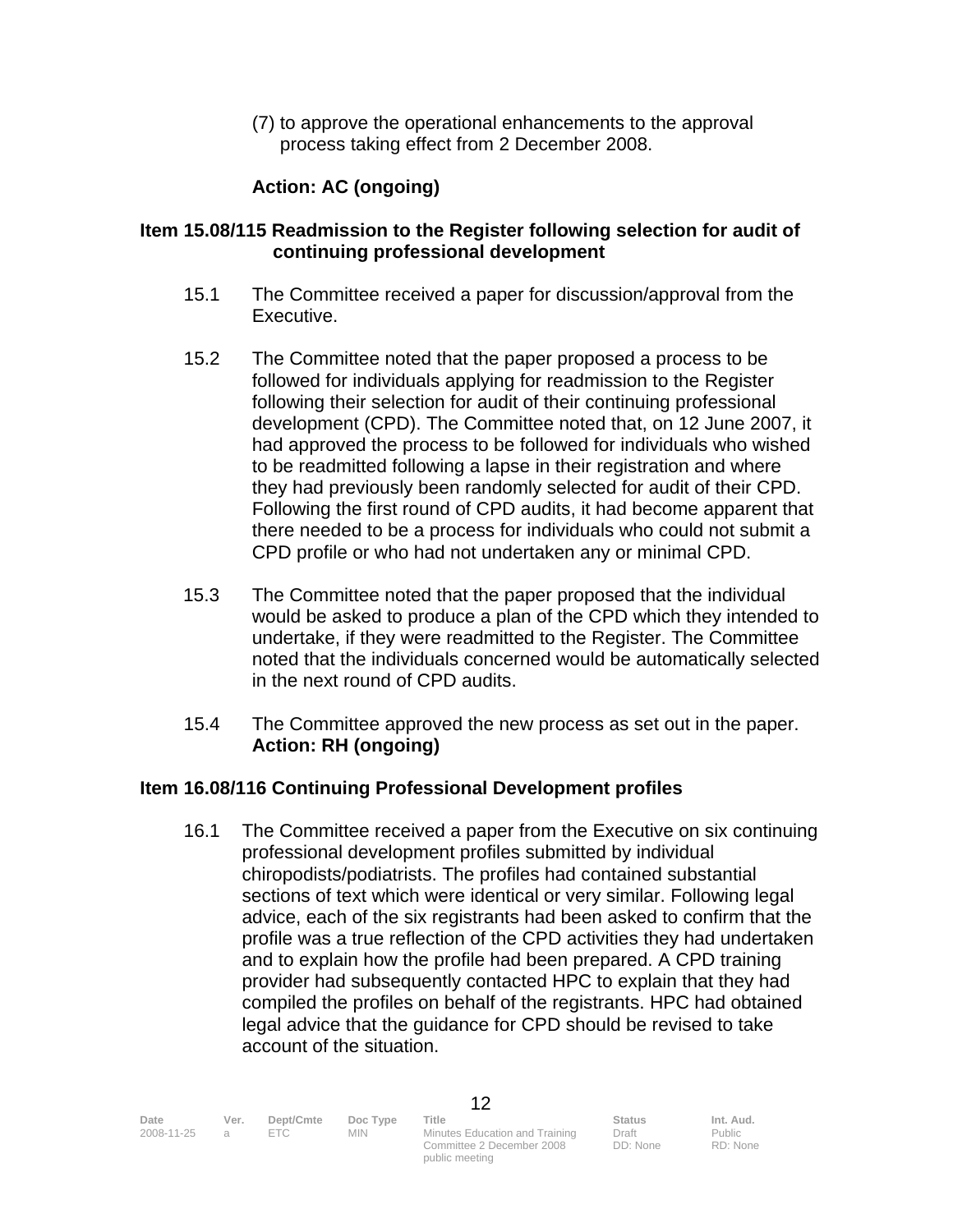(7) to approve the operational enhancements to the approval process taking effect from 2 December 2008.

**Action: AC (ongoing)**

**Item 15.08/115 Readmission to the Register following selection for audit of continuing professional development**

15.1 The Committee received a paper for discussion/approval from the Executive.

15.2 The Committee noted that the paper proposed a process to be followed for individuals applying for readmission to the Register following their selection for audit of their continuing professional development (CPD). The Committee noted that, on 12 June 2007, it had approved the process to be followed for individuals who wished to be readmitted following a lapse in their registration and where they had previously been randomly selected for audit of their CPD. Following the first round of CPD audits, it had become apparent that there needed to be a process for individuals who could not submit a CPD profile or who had not undertaken any or minimal CPD.

15.3 The Committee noted that the paper proposed that the individual would be asked to produce a plan of the CPD which they intended to undertake, if they were readmitted to the Register. The Committee noted that the individuals concerned would be automatically selected in the next round of CPD audits.

15.4 The Committee approved the new process as set out in the paper.
**Action: RH (ongoing)**

**Item 16.08/116 Continuing Professional Development profiles**

16.1 The Committee received a paper from the Executive on six continuing professional development profiles submitted by individual chiropodists/podiatrists. The profiles had contained substantial sections of text which were identical or very similar. Following legal advice, each of the six registrants had been asked to confirm that the profile was a true reflection of the CPD activities they had undertaken and to explain how the profile had been prepared. A CPD training provider had subsequently contacted HPC to explain that they had compiled the profiles on behalf of the registrants. HPC had obtained legal advice that the guidance for CPD should be revised to take account of the situation.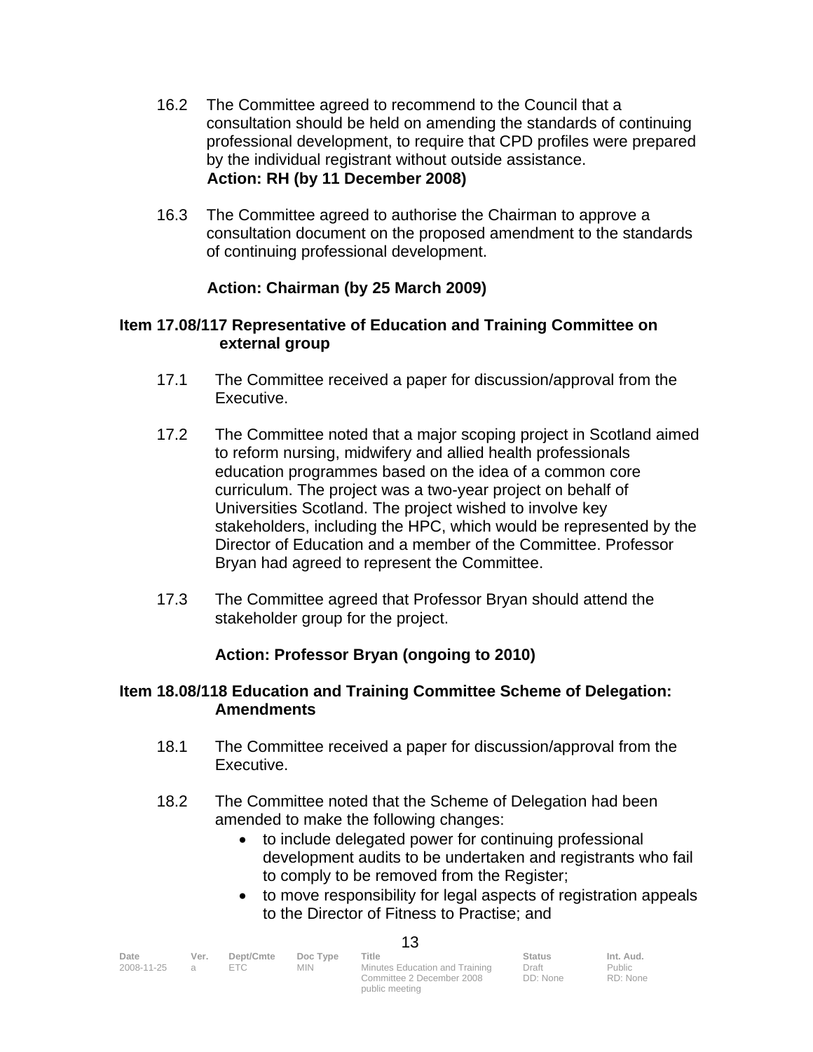16.2 The Committee agreed to recommend to the Council that a consultation should be held on amending the standards of continuing professional development, to require that CPD profiles were prepared by the individual registrant without outside assistance.

**Action: RH (by 11 December 2008)**

16.3 The Committee agreed to authorise the Chairman to approve a consultation document on the proposed amendment to the standards of continuing professional development.

**Action: Chairman (by 25 March 2009)**

**Item 17.08/117 Representative of Education and Training Committee on external group**

17.1 The Committee received a paper for discussion/approval from the Executive.

17.2 The Committee noted that a major scoping project in Scotland aimed to reform nursing, midwifery and allied health professionals education programmes based on the idea of a common core curriculum. The project was a two-year project on behalf of Universities Scotland. The project wished to involve key stakeholders, including the HPC, which would be represented by the Director of Education and a member of the Committee. Professor Bryan had agreed to represent the Committee.

17.3 The Committee agreed that Professor Bryan should attend the stakeholder group for the project.

**Action: Professor Bryan (ongoing to 2010)**

**Item 18.08/118 Education and Training Committee Scheme of Delegation: Amendments**

18.1 The Committee received a paper for discussion/approval from the Executive.

18.2 The Committee noted that the Scheme of Delegation had been amended to make the following changes:

- to include delegated power for continuing professional development audits to be undertaken and registrants who fail to comply to be removed from the Register;
- to move responsibility for legal aspects of registration appeals to the Director of Fitness to Practise; and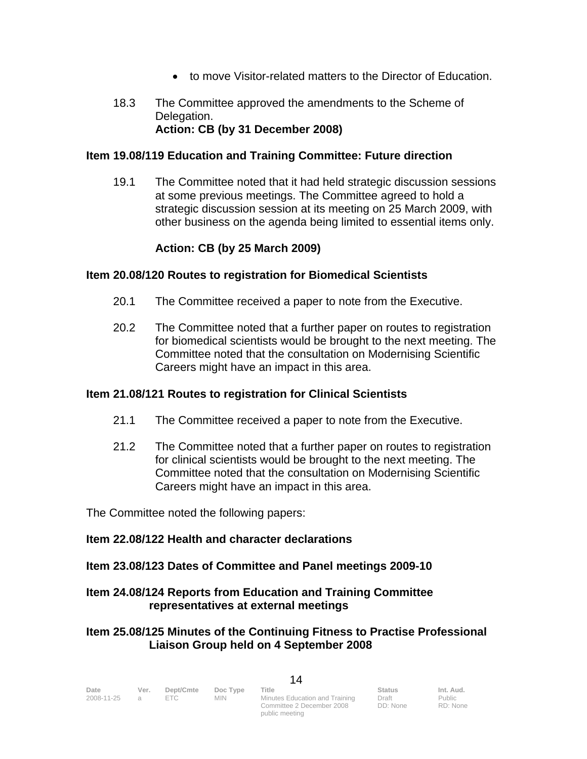- to move Visitor-related matters to the Director of Education.

18.3 The Committee approved the amendments to the Scheme of Delegation.
**Action: CB (by 31 December 2008)**

**Item 19.08/119 Education and Training Committee: Future direction**

19.1 The Committee noted that it had held strategic discussion sessions at some previous meetings. The Committee agreed to hold a strategic discussion session at its meeting on 25 March 2009, with other business on the agenda being limited to essential items only.

**Action: CB (by 25 March 2009)**

**Item 20.08/120 Routes to registration for Biomedical Scientists**

20.1 The Committee received a paper to note from the Executive.

20.2 The Committee noted that a further paper on routes to registration for biomedical scientists would be brought to the next meeting. The Committee noted that the consultation on Modernising Scientific Careers might have an impact in this area.

**Item 21.08/121 Routes to registration for Clinical Scientists**

21.1 The Committee received a paper to note from the Executive.

21.2 The Committee noted that a further paper on routes to registration for clinical scientists would be brought to the next meeting. The Committee noted that the consultation on Modernising Scientific Careers might have an impact in this area.

The Committee noted the following papers:

**Item 22.08/122 Health and character declarations**

**Item 23.08/123 Dates of Committee and Panel meetings 2009-10**

**Item 24.08/124 Reports from Education and Training Committee representatives at external meetings**

**Item 25.08/125 Minutes of the Continuing Fitness to Practise Professional Liaison Group held on 4 September 2008**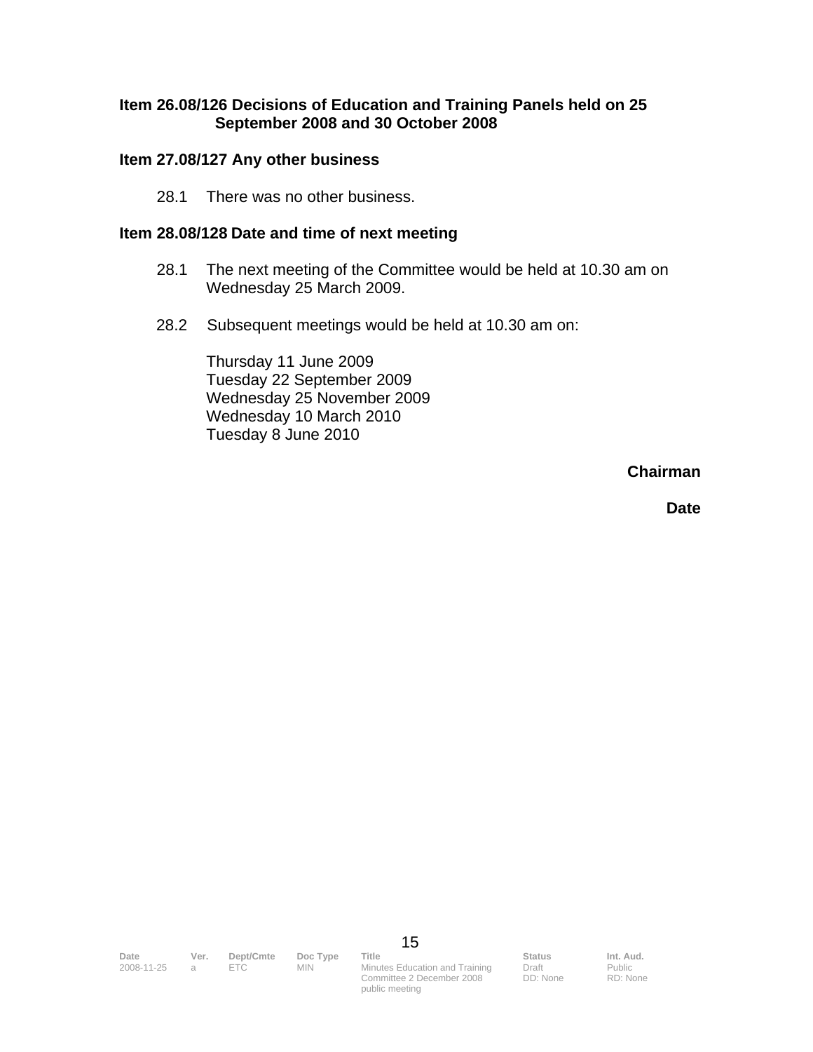**Item 26.08/126 Decisions of Education and Training Panels held on 25 September 2008 and 30 October 2008**

**Item 27.08/127 Any other business**

28.1 There was no other business.

**Item 28.08/128 Date and time of next meeting**

28.1 The next meeting of the Committee would be held at 10.30 am on Wednesday 25 March 2009.

28.2 Subsequent meetings would be held at 10.30 am on:

Thursday 11 June 2009
Tuesday 22 September 2009
Wednesday 25 November 2009
Wednesday 10 March 2010
Tuesday 8 June 2010

**Chairman**

**Date**